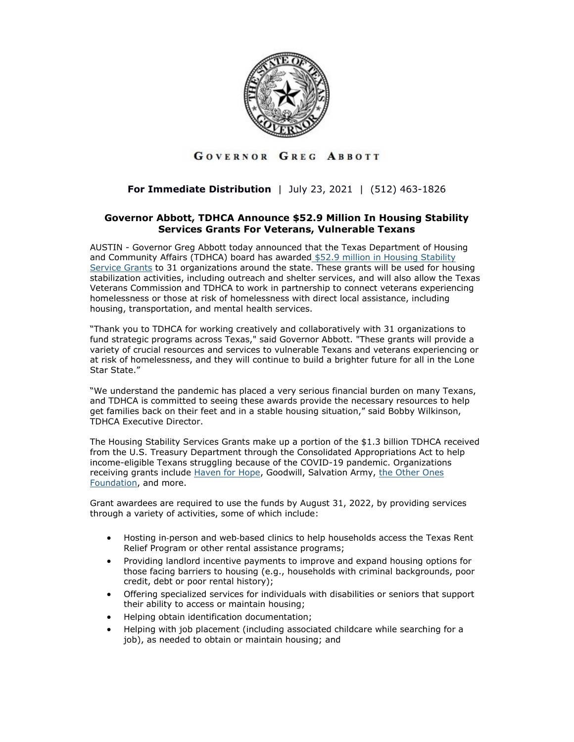GOVERNOR GREG ABBOTT

**For Immediate Distribution** | July 23, 2021 | (512) 463-1826

## Governor Abbott, TDHCA Announce $52.9 Million In Housing Stability Services Grants For Veterans, Vulnerable Texans

AUSTIN - Governor Greg Abbott today announced that the Texas Department of Housing and Community Affairs (TDHCA) board has awarded $52.9 million in Housing Stability Service Grants to 31 organizations around the state. These grants will be used for housing stabilization activities, including outreach and shelter services, and will also allow the Texas Veterans Commission and TDHCA to work in partnership to connect veterans experiencing homelessness or those at risk of homelessness with direct local assistance, including housing, transportation, and mental health services.

"Thank you to TDHCA for working creatively and collaboratively with 31 organizations to fund strategic programs across Texas," said Governor Abbott. "These grants will provide a variety of crucial resources and services to vulnerable Texans and veterans experiencing or at risk of homelessness, and they will continue to build a brighter future for all in the Lone Star State."

"We understand the pandemic has placed a very serious financial burden on many Texans, and TDHCA is committed to seeing these awards provide the necessary resources to help get families back on their feet and in a stable housing situation," said Bobby Wilkinson, TDHCA Executive Director.

The Housing Stability Services Grants make up a portion of the $1.3 billion TDHCA received from the U.S. Treasury Department through the Consolidated Appropriations Act to help income-eligible Texans struggling because of the COVID-19 pandemic. Organizations receiving grants include Haven for Hope, Goodwill, Salvation Army, the Other Ones Foundation, and more.

Grant awardees are required to use the funds by August 31, 2022, by providing services through a variety of activities, some of which include:

- Hosting in-person and web-based clinics to help households access the Texas Rent Relief Program or other rental assistance programs;
- Providing landlord incentive payments to improve and expand housing options for those facing barriers to housing (e.g., households with criminal backgrounds, poor credit, debt or poor rental history);
- Offering specialized services for individuals with disabilities or seniors that support their ability to access or maintain housing;
- Helping obtain identification documentation;
- Helping with job placement (including associated childcare while searching for a job), as needed to obtain or maintain housing; and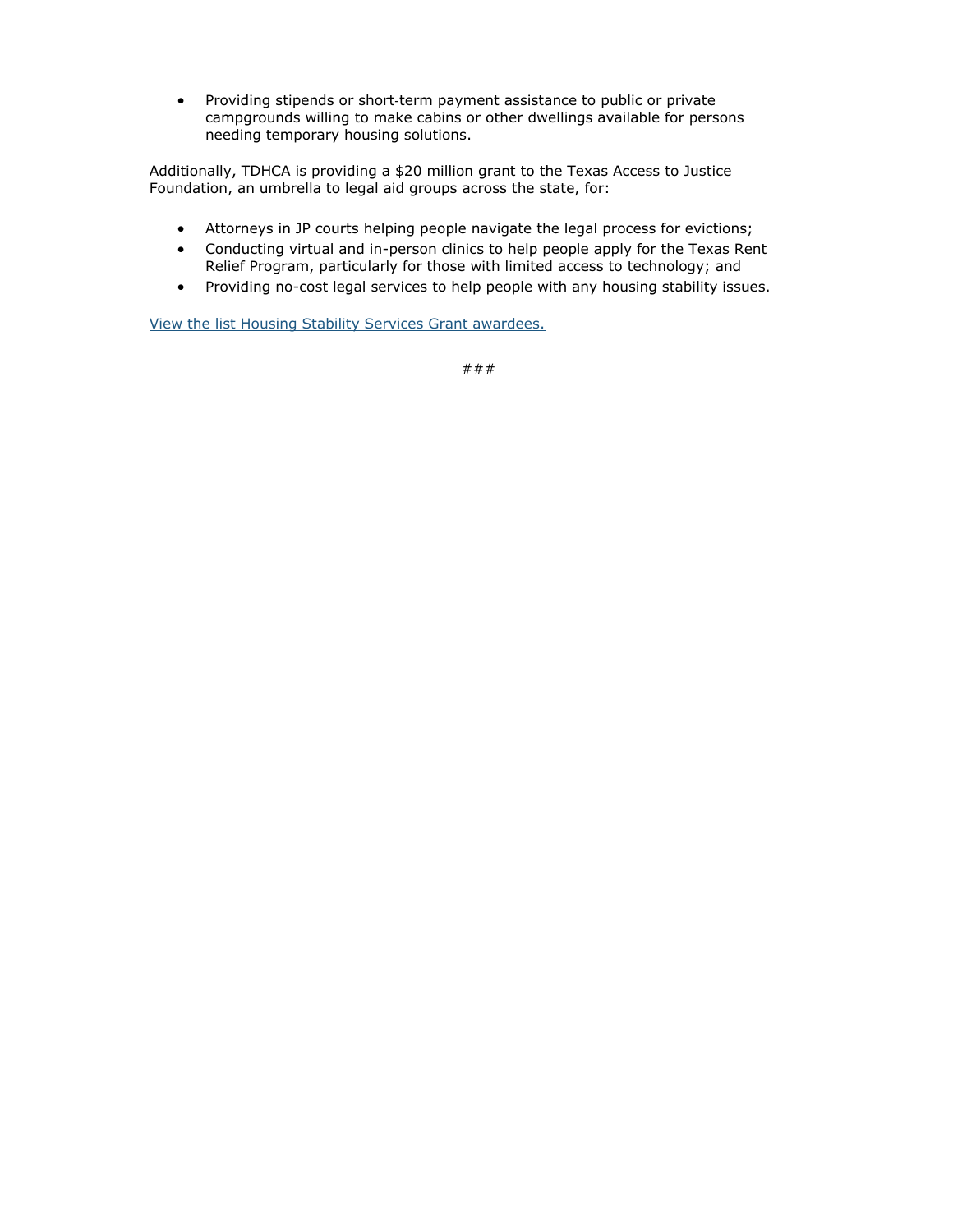- Providing stipends or short-term payment assistance to public or private campgrounds willing to make cabins or other dwellings available for persons needing temporary housing solutions.

Additionally, TDHCA is providing a $20 million grant to the Texas Access to Justice Foundation, an umbrella to legal aid groups across the state, for:

- Attorneys in JP courts helping people navigate the legal process for evictions;
- Conducting virtual and in-person clinics to help people apply for the Texas Rent Relief Program, particularly for those with limited access to technology; and
- Providing no-cost legal services to help people with any housing stability issues.

View the list Housing Stability Services Grant awardees.

###